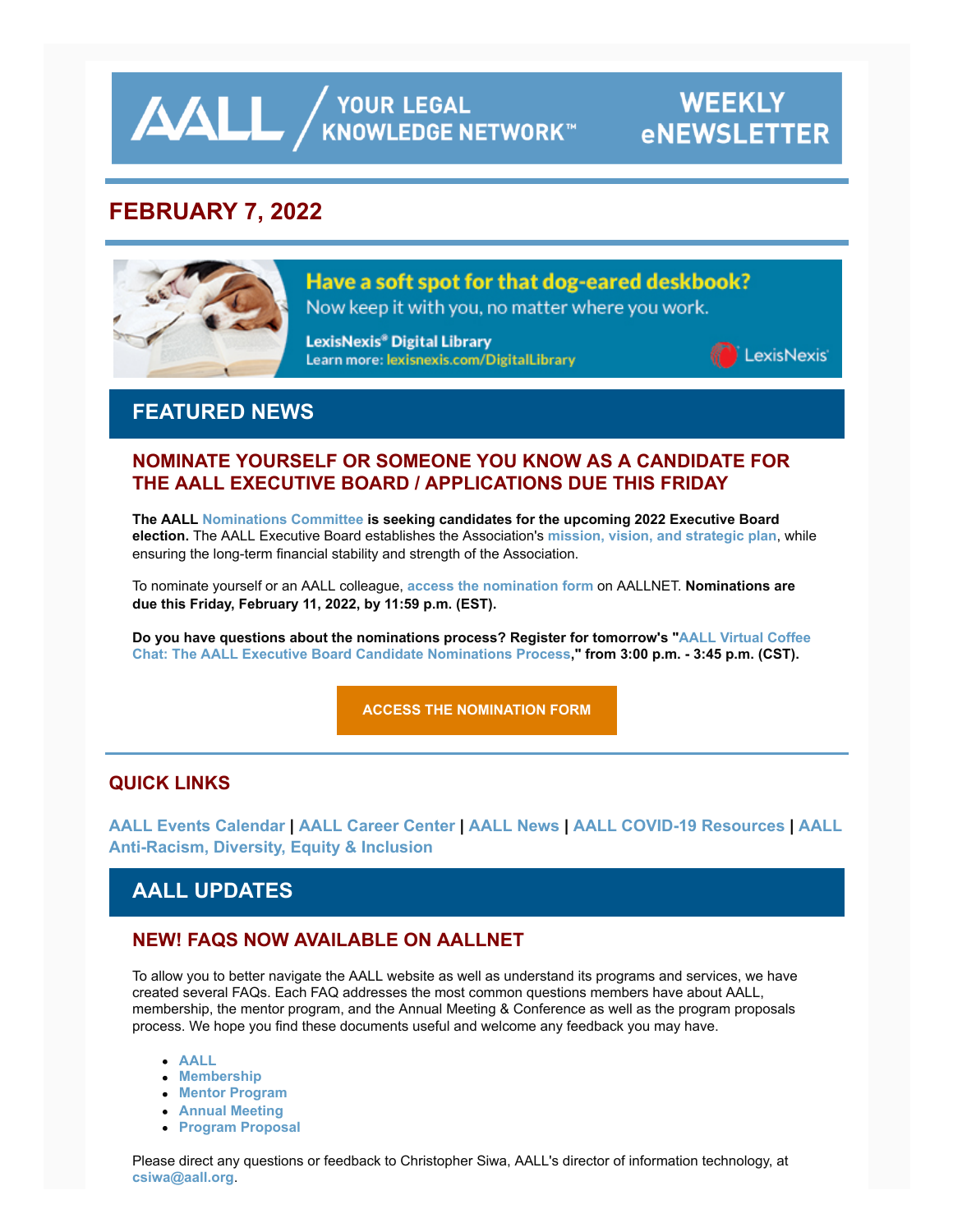AALL / YOUR LEGAL KNOWLEDGE NETWORK™ WEEKLY eNEWSLETTER

## FEBRUARY 7, 2022

**Have a soft spot for that dog-eared deskbook?**
Now keep it with you, no matter where you work.

**LexisNexis® Digital Library**
Learn more: lexisnexis.com/DigitalLibrary

LexisNexis

# FEATURED NEWS

## NOMINATE YOURSELF OR SOMEONE YOU KNOW AS A CANDIDATE FOR THE AALL EXECUTIVE BOARD / APPLICATIONS DUE THIS FRIDAY

**The AALL Nominations Committee is seeking candidates for the upcoming 2022 Executive Board election.** The AALL Executive Board establishes the Association's **mission, vision, and strategic plan**, while ensuring the long-term financial stability and strength of the Association.

To nominate yourself or an AALL colleague, **access the nomination form** on AALLNET. **Nominations are due this Friday, February 11, 2022, by 11:59 p.m. (EST).**

**Do you have questions about the nominations process? Register for tomorrow's "AALL Virtual Coffee Chat: The AALL Executive Board Candidate Nominations Process," from 3:00 p.m. - 3:45 p.m. (CST).**

**ACCESS THE NOMINATION FORM**

## QUICK LINKS

**AALL Events Calendar | AALL Career Center | AALL News | AALL COVID-19 Resources | AALL Anti-Racism, Diversity, Equity & Inclusion**

# AALL UPDATES

## NEW! FAQS NOW AVAILABLE ON AALLNET

To allow you to better navigate the AALL website as well as understand its programs and services, we have created several FAQs. Each FAQ addresses the most common questions members have about AALL, membership, the mentor program, and the Annual Meeting & Conference as well as the program proposals process. We hope you find these documents useful and welcome any feedback you may have.

- **AALL**
- **Membership**
- **Mentor Program**
- **Annual Meeting**
- **Program Proposal**

Please direct any questions or feedback to Christopher Siwa, AALL's director of information technology, at **csiwa@aall.org**.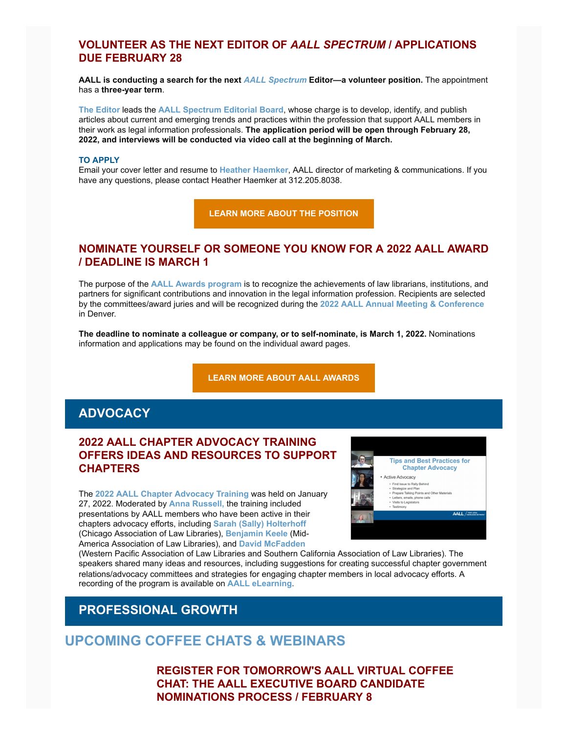## VOLUNTEER AS THE NEXT EDITOR OF *AALL SPECTRUM* / APPLICATIONS DUE FEBRUARY 28

**AALL is conducting a search for the next *AALL Spectrum* Editor—a volunteer position.** The appointment has a **three-year term**.

**The Editor** leads the **AALL Spectrum Editorial Board**, whose charge is to develop, identify, and publish articles about current and emerging trends and practices within the profession that support AALL members in their work as legal information professionals. **The application period will be open through February 28, 2022, and interviews will be conducted via video call at the beginning of March.**

**TO APPLY**
Email your cover letter and resume to **Heather Haemker**, AALL director of marketing & communications. If you have any questions, please contact Heather Haemker at 312.205.8038.

**LEARN MORE ABOUT THE POSITION**

## NOMINATE YOURSELF OR SOMEONE YOU KNOW FOR A 2022 AALL AWARD / DEADLINE IS MARCH 1

The purpose of the **AALL Awards program** is to recognize the achievements of law librarians, institutions, and partners for significant contributions and innovation in the legal information profession. Recipients are selected by the committees/award juries and will be recognized during the **2022 AALL Annual Meeting & Conference** in Denver.

**The deadline to nominate a colleague or company, or to self-nominate, is March 1, 2022.** Nominations information and applications may be found on the individual award pages.

**LEARN MORE ABOUT AALL AWARDS**

# ADVOCACY

## 2022 AALL CHAPTER ADVOCACY TRAINING OFFERS IDEAS AND RESOURCES TO SUPPORT CHAPTERS

The **2022 AALL Chapter Advocacy Training** was held on January 27, 2022. Moderated by **Anna Russell,** the training included presentations by AALL members who have been active in their chapters advocacy efforts, including **Sarah (Sally) Holterhoff** (Chicago Association of Law Libraries), **Benjamin Keele** (Mid-America Association of Law Libraries), and **David McFadden** (Western Pacific Association of Law Libraries and Southern California Association of Law Libraries). The speakers shared many ideas and resources, including suggestions for creating successful chapter government relations/advocacy committees and strategies for engaging chapter members in local advocacy efforts. A recording of the program is available on **AALL eLearning**.

# PROFESSIONAL GROWTH

## UPCOMING COFFEE CHATS & WEBINARS

### REGISTER FOR TOMORROW'S AALL VIRTUAL COFFEE CHAT: THE AALL EXECUTIVE BOARD CANDIDATE NOMINATIONS PROCESS / FEBRUARY 8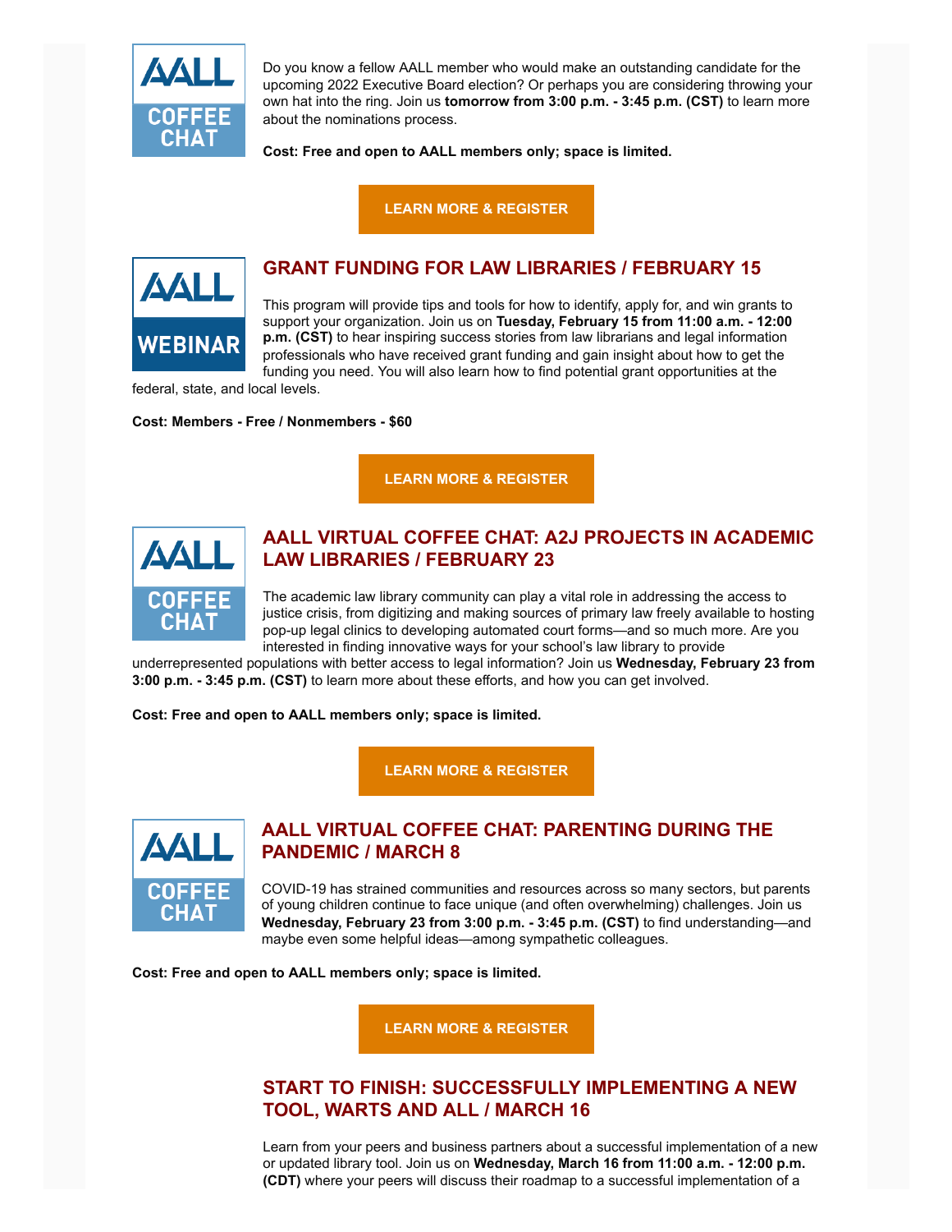Do you know a fellow AALL member who would make an outstanding candidate for the upcoming 2022 Executive Board election? Or perhaps you are considering throwing your own hat into the ring. Join us **tomorrow from 3:00 p.m. - 3:45 p.m. (CST)** to learn more about the nominations process.

**Cost: Free and open to AALL members only; space is limited.**

**LEARN MORE & REGISTER**

## GRANT FUNDING FOR LAW LIBRARIES / FEBRUARY 15

This program will provide tips and tools for how to identify, apply for, and win grants to support your organization. Join us on **Tuesday, February 15 from 11:00 a.m. - 12:00 p.m. (CST)** to hear inspiring success stories from law librarians and legal information professionals who have received grant funding and gain insight about how to get the funding you need. You will also learn how to find potential grant opportunities at the federal, state, and local levels.

**Cost: Members - Free / Nonmembers - $60**

**LEARN MORE & REGISTER**

## AALL VIRTUAL COFFEE CHAT: A2J PROJECTS IN ACADEMIC LAW LIBRARIES / FEBRUARY 23

The academic law library community can play a vital role in addressing the access to justice crisis, from digitizing and making sources of primary law freely available to hosting pop-up legal clinics to developing automated court forms—and so much more. Are you interested in finding innovative ways for your school's law library to provide underrepresented populations with better access to legal information? Join us **Wednesday, February 23 from 3:00 p.m. - 3:45 p.m. (CST)** to learn more about these efforts, and how you can get involved.

**Cost: Free and open to AALL members only; space is limited.**

**LEARN MORE & REGISTER**

## AALL VIRTUAL COFFEE CHAT: PARENTING DURING THE PANDEMIC / MARCH 8

COVID-19 has strained communities and resources across so many sectors, but parents of young children continue to face unique (and often overwhelming) challenges. Join us **Wednesday, February 23 from 3:00 p.m. - 3:45 p.m. (CST)** to find understanding—and maybe even some helpful ideas—among sympathetic colleagues.

**Cost: Free and open to AALL members only; space is limited.**

**LEARN MORE & REGISTER**

## START TO FINISH: SUCCESSFULLY IMPLEMENTING A NEW TOOL, WARTS AND ALL / MARCH 16

Learn from your peers and business partners about a successful implementation of a new or updated library tool. Join us on **Wednesday, March 16 from 11:00 a.m. - 12:00 p.m. (CDT)** where your peers will discuss their roadmap to a successful implementation of a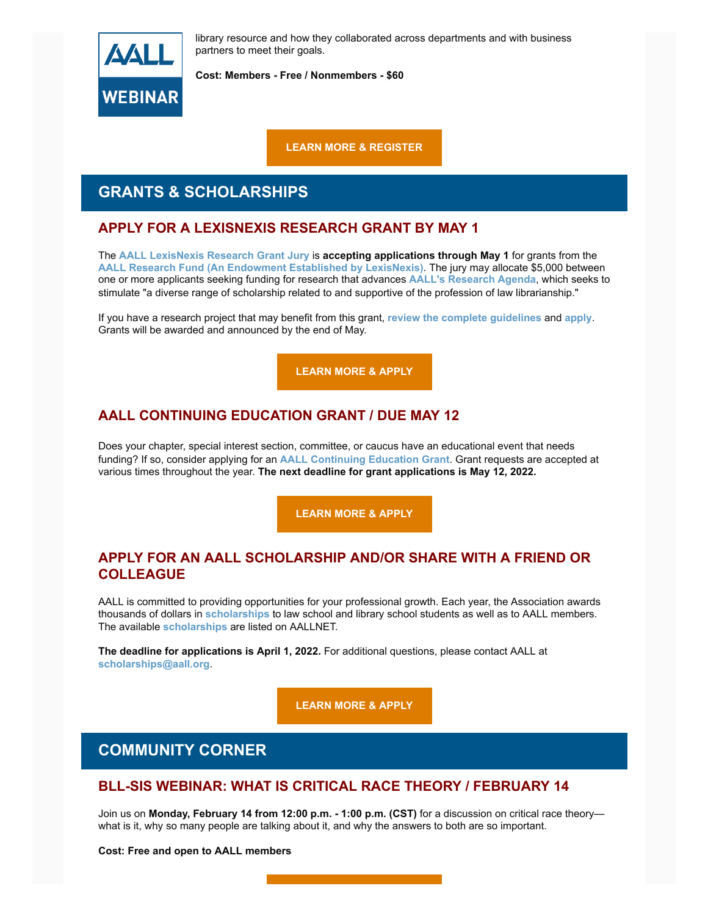library resource and how they collaborated across departments and with business partners to meet their goals.

**Cost: Members - Free / Nonmembers - $60**

**LEARN MORE & REGISTER**

## GRANTS & SCHOLARSHIPS

### APPLY FOR A LEXISNEXIS RESEARCH GRANT BY MAY 1

The **AALL LexisNexis Research Grant Jury** is **accepting applications through May 1** for grants from the **AALL Research Fund (An Endowment Established by LexisNexis)**. The jury may allocate $5,000 between one or more applicants seeking funding for research that advances **AALL's Research Agenda**, which seeks to stimulate "a diverse range of scholarship related to and supportive of the profession of law librarianship."

If you have a research project that may benefit from this grant, **review the complete guidelines** and **apply**. Grants will be awarded and announced by the end of May.

**LEARN MORE & APPLY**

### AALL CONTINUING EDUCATION GRANT / DUE MAY 12

Does your chapter, special interest section, committee, or caucus have an educational event that needs funding? If so, consider applying for an **AALL Continuing Education Grant**. Grant requests are accepted at various times throughout the year. **The next deadline for grant applications is May 12, 2022.**

**LEARN MORE & APPLY**

### APPLY FOR AN AALL SCHOLARSHIP AND/OR SHARE WITH A FRIEND OR COLLEAGUE

AALL is committed to providing opportunities for your professional growth. Each year, the Association awards thousands of dollars in **scholarships** to law school and library school students as well as to AALL members. The available **scholarships** are listed on AALLNET.

**The deadline for applications is April 1, 2022.** For additional questions, please contact AALL at **scholarships@aall.org**.

**LEARN MORE & APPLY**

## COMMUNITY CORNER

### BLL-SIS WEBINAR: WHAT IS CRITICAL RACE THEORY / FEBRUARY 14

Join us on **Monday, February 14 from 12:00 p.m. - 1:00 p.m. (CST)** for a discussion on critical race theory—what is it, why so many people are talking about it, and why the answers to both are so important.

**Cost: Free and open to AALL members**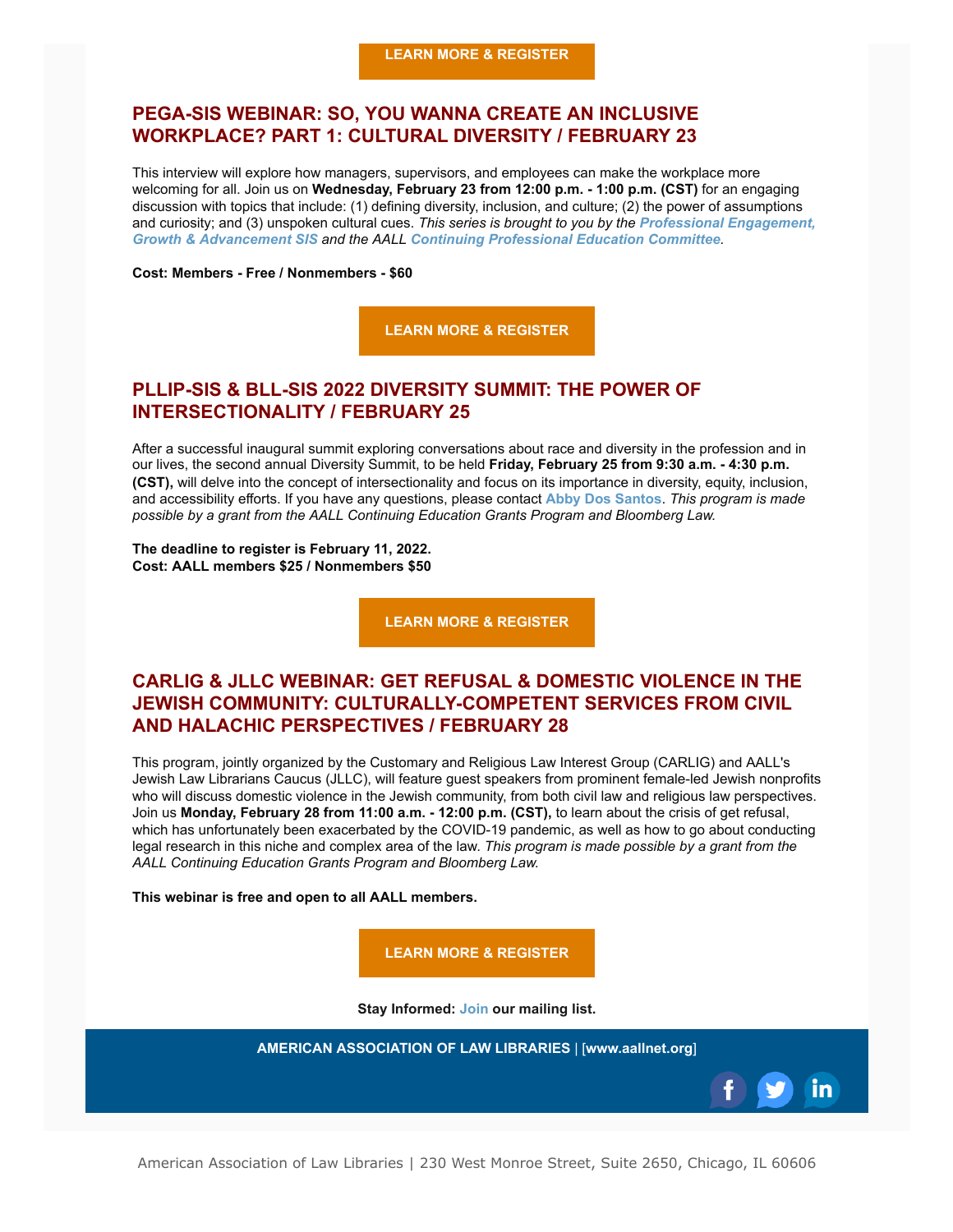**LEARN MORE & REGISTER**

## PEGA-SIS WEBINAR: SO, YOU WANNA CREATE AN INCLUSIVE WORKPLACE? PART 1: CULTURAL DIVERSITY / FEBRUARY 23

This interview will explore how managers, supervisors, and employees can make the workplace more welcoming for all. Join us on **Wednesday, February 23 from 12:00 p.m. - 1:00 p.m. (CST)** for an engaging discussion with topics that include: (1) defining diversity, inclusion, and culture; (2) the power of assumptions and curiosity; and (3) unspoken cultural cues. *This series is brought to you by the* ***Professional Engagement, Growth & Advancement SIS*** *and the AALL* ***Continuing Professional Education Committee****.*

**Cost: Members - Free / Nonmembers - $60**

**LEARN MORE & REGISTER**

## PLLIP-SIS & BLL-SIS 2022 DIVERSITY SUMMIT: THE POWER OF INTERSECTIONALITY / FEBRUARY 25

After a successful inaugural summit exploring conversations about race and diversity in the profession and in our lives, the second annual Diversity Summit, to be held **Friday, February 25 from 9:30 a.m. - 4:30 p.m. (CST),** will delve into the concept of intersectionality and focus on its importance in diversity, equity, inclusion, and accessibility efforts. If you have any questions, please contact **Abby Dos Santos**. *This program is made possible by a grant from the AALL Continuing Education Grants Program and Bloomberg Law.*

**The deadline to register is February 11, 2022.**
**Cost: AALL members $25 / Nonmembers $50**

**LEARN MORE & REGISTER**

## CARLIG & JLLC WEBINAR: GET REFUSAL & DOMESTIC VIOLENCE IN THE JEWISH COMMUNITY: CULTURALLY-COMPETENT SERVICES FROM CIVIL AND HALACHIC PERSPECTIVES / FEBRUARY 28

This program, jointly organized by the Customary and Religious Law Interest Group (CARLIG) and AALL's Jewish Law Librarians Caucus (JLLC), will feature guest speakers from prominent female-led Jewish nonprofits who will discuss domestic violence in the Jewish community, from both civil law and religious law perspectives. Join us **Monday, February 28 from 11:00 a.m. - 12:00 p.m. (CST),** to learn about the crisis of get refusal, which has unfortunately been exacerbated by the COVID-19 pandemic, as well as how to go about conducting legal research in this niche and complex area of the law. *This program is made possible by a grant from the AALL Continuing Education Grants Program and Bloomberg Law.*

**This webinar is free and open to all AALL members.**

**LEARN MORE & REGISTER**

**Stay Informed: Join our mailing list.**

**AMERICAN ASSOCIATION OF LAW LIBRARIES** | [**www.aallnet.org**]

American Association of Law Libraries | 230 West Monroe Street, Suite 2650, Chicago, IL 60606